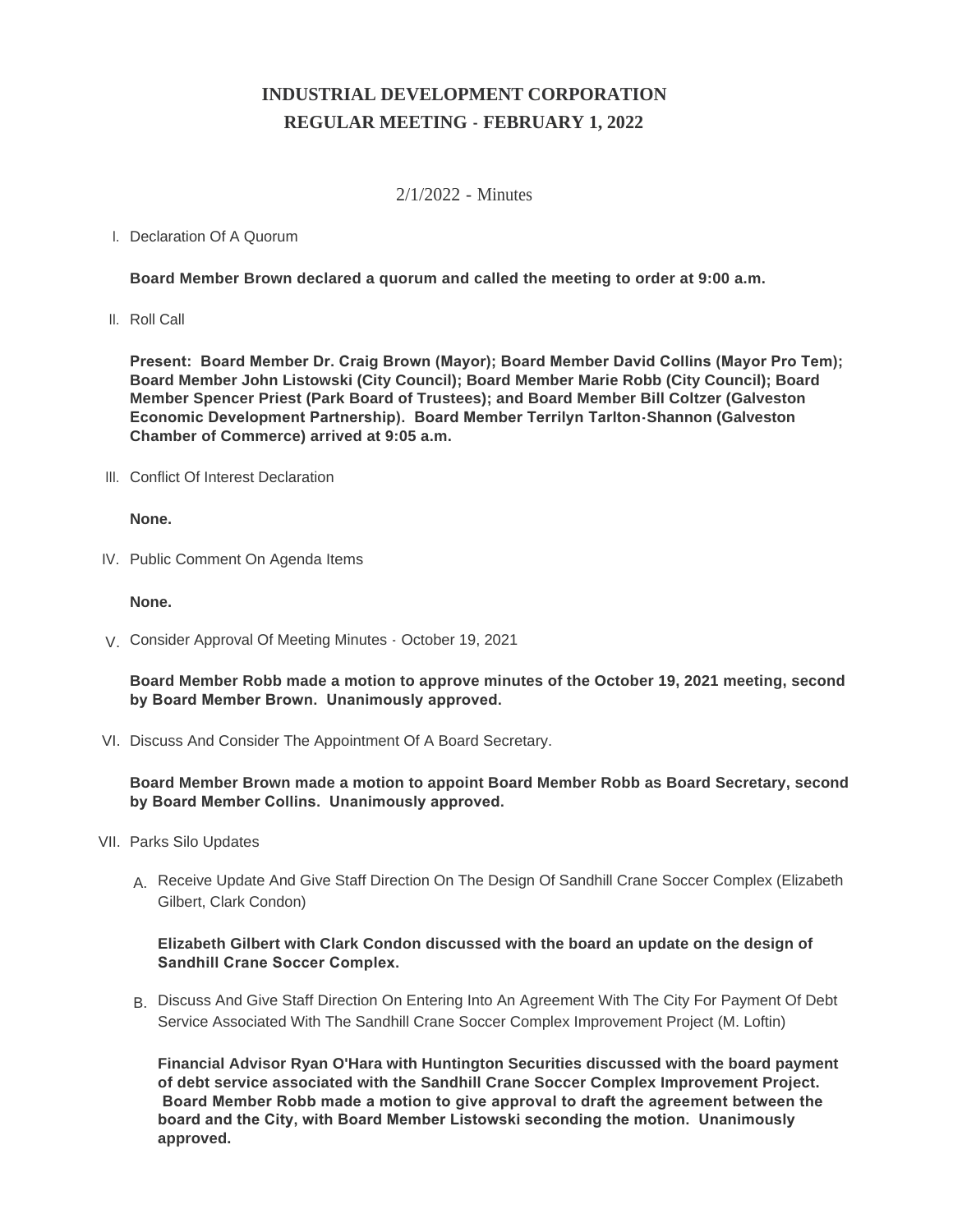# INDUSTRIAL DEVELOPMENT CORPORATION
## REGULAR MEETING - FEBRUARY 1, 2022

2/1/2022 - Minutes

I. Declaration Of A Quorum

**Board Member Brown declared a quorum and called the meeting to order at 9:00 a.m.**

II. Roll Call

**Present: Board Member Dr. Craig Brown (Mayor); Board Member David Collins (Mayor Pro Tem); Board Member John Listowski (City Council); Board Member Marie Robb (City Council); Board Member Spencer Priest (Park Board of Trustees); and Board Member Bill Coltzer (Galveston Economic Development Partnership). Board Member Terrilyn Tarlton-Shannon (Galveston Chamber of Commerce) arrived at 9:05 a.m.**

III. Conflict Of Interest Declaration

**None.**

IV. Public Comment On Agenda Items

**None.**

V. Consider Approval Of Meeting Minutes - October 19, 2021

**Board Member Robb made a motion to approve minutes of the October 19, 2021 meeting, second by Board Member Brown. Unanimously approved.**

VI. Discuss And Consider The Appointment Of A Board Secretary.

**Board Member Brown made a motion to appoint Board Member Robb as Board Secretary, second by Board Member Collins. Unanimously approved.**

VII. Parks Silo Updates

A. Receive Update And Give Staff Direction On The Design Of Sandhill Crane Soccer Complex (Elizabeth Gilbert, Clark Condon)

**Elizabeth Gilbert with Clark Condon discussed with the board an update on the design of Sandhill Crane Soccer Complex.**

B. Discuss And Give Staff Direction On Entering Into An Agreement With The City For Payment Of Debt Service Associated With The Sandhill Crane Soccer Complex Improvement Project (M. Loftin)

**Financial Advisor Ryan O'Hara with Huntington Securities discussed with the board payment of debt service associated with the Sandhill Crane Soccer Complex Improvement Project. Board Member Robb made a motion to give approval to draft the agreement between the board and the City, with Board Member Listowski seconding the motion. Unanimously approved.**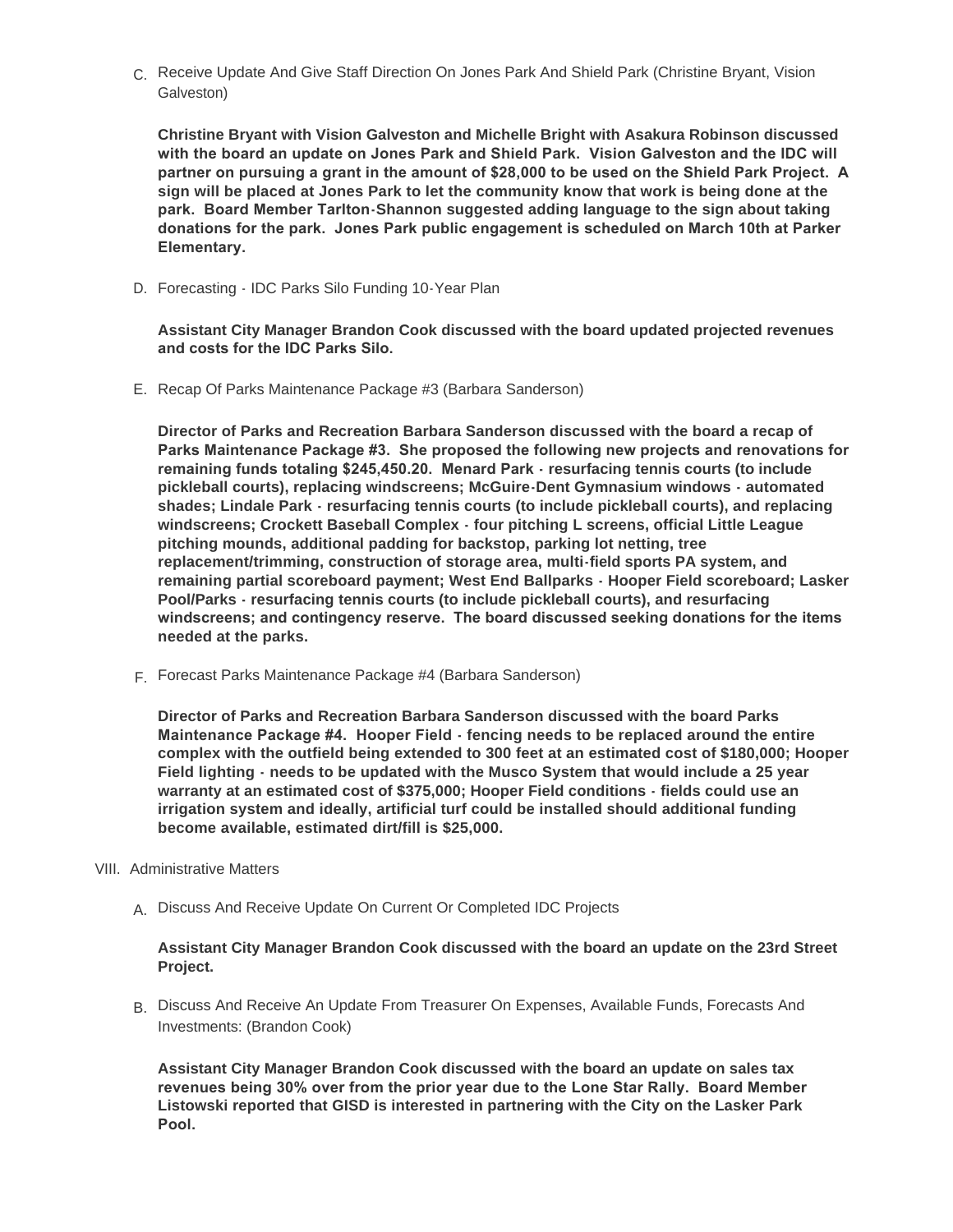C. Receive Update And Give Staff Direction On Jones Park And Shield Park (Christine Bryant, Vision Galveston)

**Christine Bryant with Vision Galveston and Michelle Bright with Asakura Robinson discussed with the board an update on Jones Park and Shield Park. Vision Galveston and the IDC will partner on pursuing a grant in the amount of $28,000 to be used on the Shield Park Project. A sign will be placed at Jones Park to let the community know that work is being done at the park. Board Member Tarlton-Shannon suggested adding language to the sign about taking donations for the park. Jones Park public engagement is scheduled on March 10th at Parker Elementary.**

D. Forecasting - IDC Parks Silo Funding 10-Year Plan

**Assistant City Manager Brandon Cook discussed with the board updated projected revenues and costs for the IDC Parks Silo.**

E. Recap Of Parks Maintenance Package #3 (Barbara Sanderson)

**Director of Parks and Recreation Barbara Sanderson discussed with the board a recap of Parks Maintenance Package #3. She proposed the following new projects and renovations for remaining funds totaling $245,450.20. Menard Park - resurfacing tennis courts (to include pickleball courts), replacing windscreens; McGuire-Dent Gymnasium windows - automated shades; Lindale Park - resurfacing tennis courts (to include pickleball courts), and replacing windscreens; Crockett Baseball Complex - four pitching L screens, official Little League pitching mounds, additional padding for backstop, parking lot netting, tree replacement/trimming, construction of storage area, multi-field sports PA system, and remaining partial scoreboard payment; West End Ballparks - Hooper Field scoreboard; Lasker Pool/Parks - resurfacing tennis courts (to include pickleball courts), and resurfacing windscreens; and contingency reserve. The board discussed seeking donations for the items needed at the parks.**

F. Forecast Parks Maintenance Package #4 (Barbara Sanderson)

**Director of Parks and Recreation Barbara Sanderson discussed with the board Parks Maintenance Package #4. Hooper Field - fencing needs to be replaced around the entire complex with the outfield being extended to 300 feet at an estimated cost of $180,000; Hooper Field lighting - needs to be updated with the Musco System that would include a 25 year warranty at an estimated cost of $375,000; Hooper Field conditions - fields could use an irrigation system and ideally, artificial turf could be installed should additional funding become available, estimated dirt/fill is $25,000.**

VIII. Administrative Matters

A. Discuss And Receive Update On Current Or Completed IDC Projects

**Assistant City Manager Brandon Cook discussed with the board an update on the 23rd Street Project.**

B. Discuss And Receive An Update From Treasurer On Expenses, Available Funds, Forecasts And Investments: (Brandon Cook)

**Assistant City Manager Brandon Cook discussed with the board an update on sales tax revenues being 30% over from the prior year due to the Lone Star Rally. Board Member Listowski reported that GISD is interested in partnering with the City on the Lasker Park Pool.**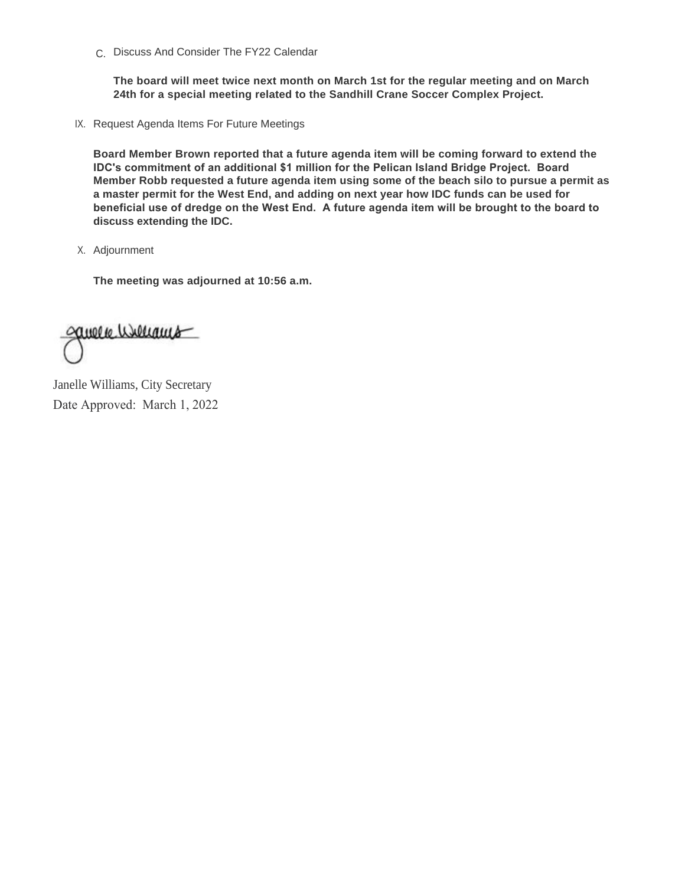C. Discuss And Consider The FY22 Calendar

**The board will meet twice next month on March 1st for the regular meeting and on March 24th for a special meeting related to the Sandhill Crane Soccer Complex Project.**

IX. Request Agenda Items For Future Meetings

**Board Member Brown reported that a future agenda item will be coming forward to extend the IDC's commitment of an additional $1 million for the Pelican Island Bridge Project. Board Member Robb requested a future agenda item using some of the beach silo to pursue a permit as a master permit for the West End, and adding on next year how IDC funds can be used for beneficial use of dredge on the West End. A future agenda item will be brought to the board to discuss extending the IDC.**

X. Adjournment

**The meeting was adjourned at 10:56 a.m.**

Janelle Williams, City Secretary
Date Approved: March 1, 2022